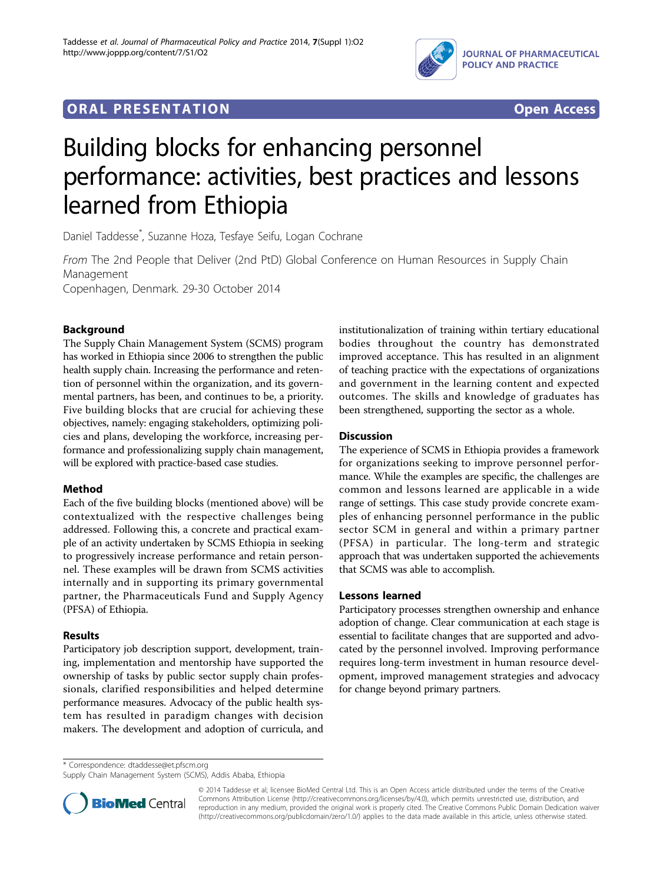ORAL PRESENTATION Open Access

# Building blocks for enhancing personnel performance: activities, best practices and lessons learned from Ethiopia

Daniel Taddesse*, Suzanne Hoza, Tesfaye Seifu, Logan Cochrane

*From* The 2nd People that Deliver (2nd PtD) Global Conference on Human Resources in Supply Chain Management
Copenhagen, Denmark. 29-30 October 2014

## Background

The Supply Chain Management System (SCMS) program has worked in Ethiopia since 2006 to strengthen the public health supply chain. Increasing the performance and retention of personnel within the organization, and its governmental partners, has been, and continues to be, a priority. Five building blocks that are crucial for achieving these objectives, namely: engaging stakeholders, optimizing policies and plans, developing the workforce, increasing performance and professionalizing supply chain management, will be explored with practice-based case studies.

## Method

Each of the five building blocks (mentioned above) will be contextualized with the respective challenges being addressed. Following this, a concrete and practical example of an activity undertaken by SCMS Ethiopia in seeking to progressively increase performance and retain personnel. These examples will be drawn from SCMS activities internally and in supporting its primary governmental partner, the Pharmaceuticals Fund and Supply Agency (PFSA) of Ethiopia.

## Results

Participatory job description support, development, training, implementation and mentorship have supported the ownership of tasks by public sector supply chain professionals, clarified responsibilities and helped determine performance measures. Advocacy of the public health system has resulted in paradigm changes with decision makers. The development and adoption of curricula, and institutionalization of training within tertiary educational bodies throughout the country has demonstrated improved acceptance. This has resulted in an alignment of teaching practice with the expectations of organizations and government in the learning content and expected outcomes. The skills and knowledge of graduates has been strengthened, supporting the sector as a whole.

## Discussion

The experience of SCMS in Ethiopia provides a framework for organizations seeking to improve personnel performance. While the examples are specific, the challenges are common and lessons learned are applicable in a wide range of settings. This case study provide concrete examples of enhancing personnel performance in the public sector SCM in general and within a primary partner (PFSA) in particular. The long-term and strategic approach that was undertaken supported the achievements that SCMS was able to accomplish.

## Lessons learned

Participatory processes strengthen ownership and enhance adoption of change. Clear communication at each stage is essential to facilitate changes that are supported and advocated by the personnel involved. Improving performance requires long-term investment in human resource development, improved management strategies and advocacy for change beyond primary partners.

\* Correspondence: dtaddesse@et.pfscm.org
Supply Chain Management System (SCMS), Addis Ababa, Ethiopia

© 2014 Taddesse et al; licensee BioMed Central Ltd. This is an Open Access article distributed under the terms of the Creative Commons Attribution License (http://creativecommons.org/licenses/by/4.0), which permits unrestricted use, distribution, and reproduction in any medium, provided the original work is properly cited. The Creative Commons Public Domain Dedication waiver (http://creativecommons.org/publicdomain/zero/1.0/) applies to the data made available in this article, unless otherwise stated.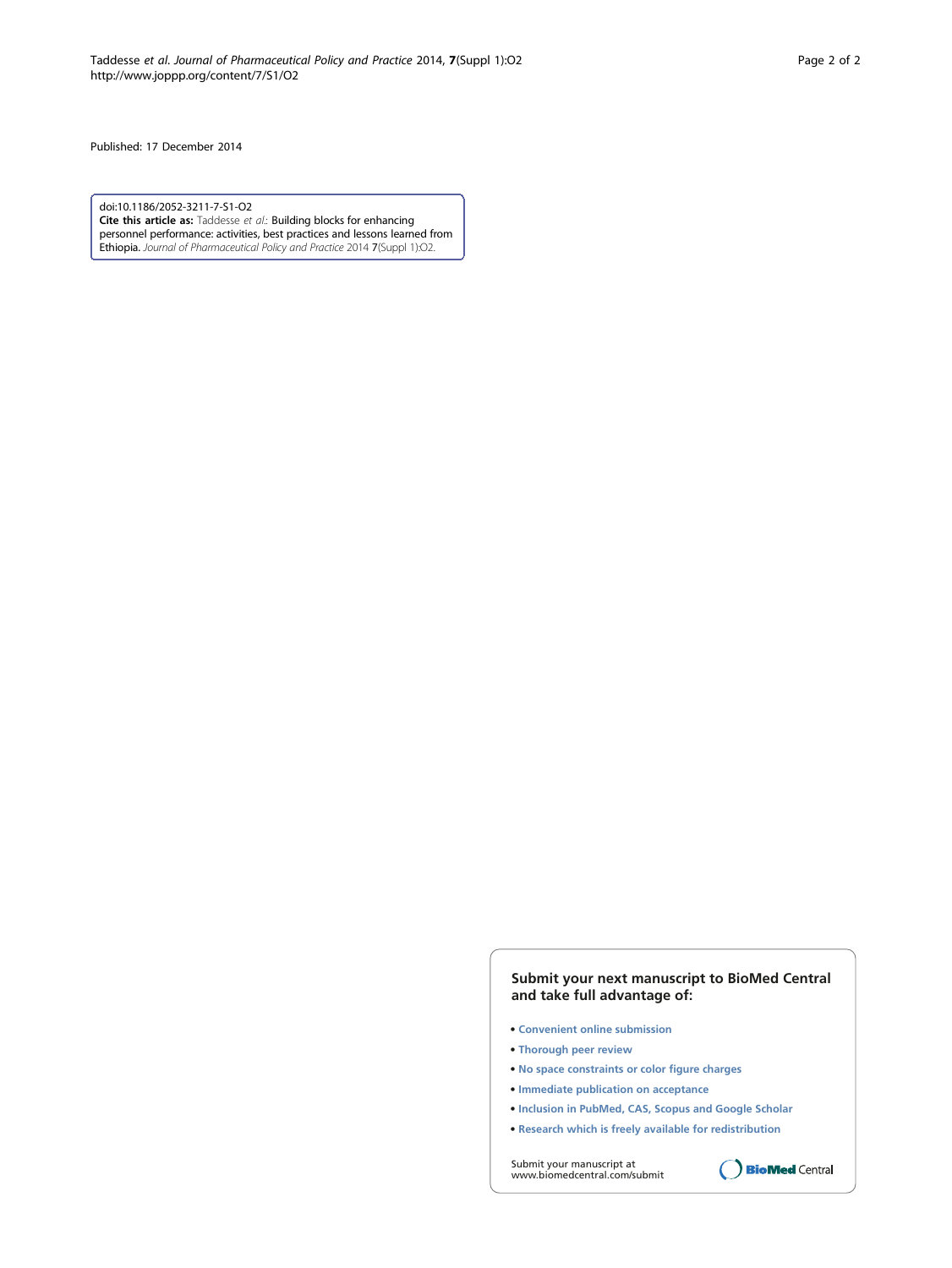Published: 17 December 2014

doi:10.1186/2052-3211-7-S1-O2
**Cite this article as:** Taddesse *et al.*: Building blocks for enhancing personnel performance: activities, best practices and lessons learned from Ethiopia. *Journal of Pharmaceutical Policy and Practice* 2014 **7**(Suppl 1):O2.

**Submit your next manuscript to BioMed Central and take full advantage of:**

- **Convenient online submission**
- **Thorough peer review**
- **No space constraints or color figure charges**
- **Immediate publication on acceptance**
- **Inclusion in PubMed, CAS, Scopus and Google Scholar**
- **Research which is freely available for redistribution**

Submit your manuscript at
www.biomedcentral.com/submit

BioMed Central